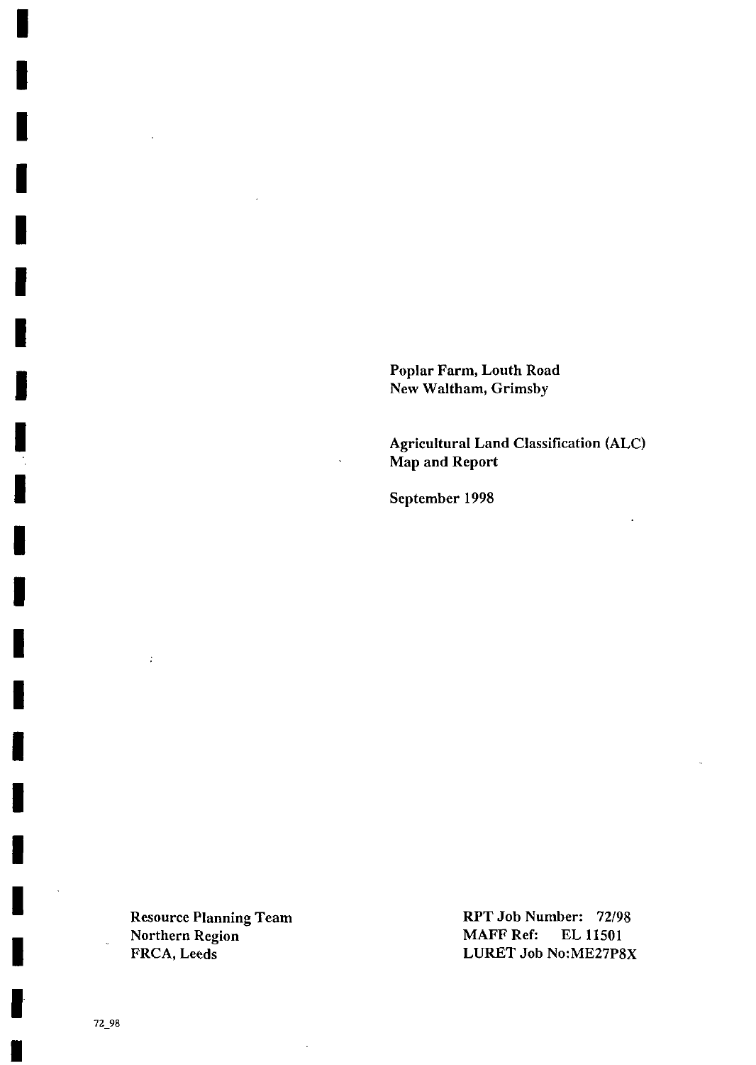Poplar Farm, Louth Road
New Waltham, Grimsby

Agricultural Land Classification (ALC)
Map and Report

September 1998

Resource Planning Team
Northern Region
FRCA, Leeds

RPT Job Number: 72/98
MAFF Ref: EL 11501
LURET Job No:ME27P8X

72_98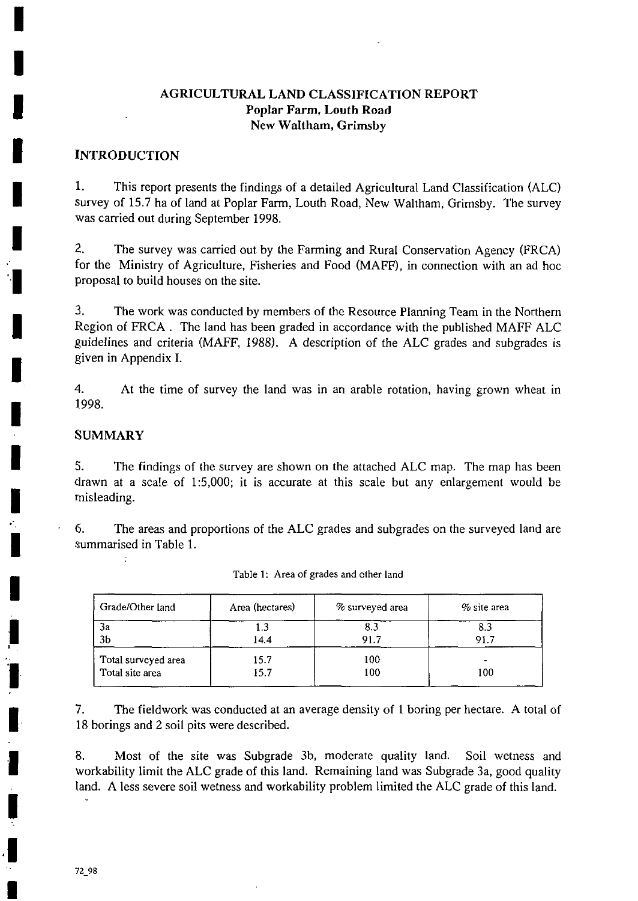# AGRICULTURAL LAND CLASSIFICATION REPORT
## Poplar Farm, Louth Road
## New Waltham, Grimsby

## INTRODUCTION

1. This report presents the findings of a detailed Agricultural Land Classification (ALC) survey of 15.7 ha of land at Poplar Farm, Louth Road, New Waltham, Grimsby. The survey was carried out during September 1998.

2. The survey was carried out by the Farming and Rural Conservation Agency (FRCA) for the Ministry of Agriculture, Fisheries and Food (MAFF), in connection with an ad hoc proposal to build houses on the site.

3. The work was conducted by members of the Resource Planning Team in the Northern Region of FRCA . The land has been graded in accordance with the published MAFF ALC guidelines and criteria (MAFF, 1988). A description of the ALC grades and subgrades is given in Appendix I.

4. At the time of survey the land was in an arable rotation, having grown wheat in 1998.

## SUMMARY

5. The findings of the survey are shown on the attached ALC map. The map has been drawn at a scale of 1:5,000; it is accurate at this scale but any enlargement would be misleading.

6. The areas and proportions of the ALC grades and subgrades on the surveyed land are summarised in Table 1.

Table 1: Area of grades and other land

| Grade/Other land | Area (hectares) | % surveyed area | % site area |
|---|---|---|---|
| 3a | 1.3 | 8.3 | 8.3 |
| 3b | 14.4 | 91.7 | 91.7 |
| Total surveyed area | 15.7 | 100 | - |
| Total site area | 15.7 | 100 | 100 |

7. The fieldwork was conducted at an average density of 1 boring per hectare. A total of 18 borings and 2 soil pits were described.

8. Most of the site was Subgrade 3b, moderate quality land. Soil wetness and workability limit the ALC grade of this land. Remaining land was Subgrade 3a, good quality land. A less severe soil wetness and workability problem limited the ALC grade of this land.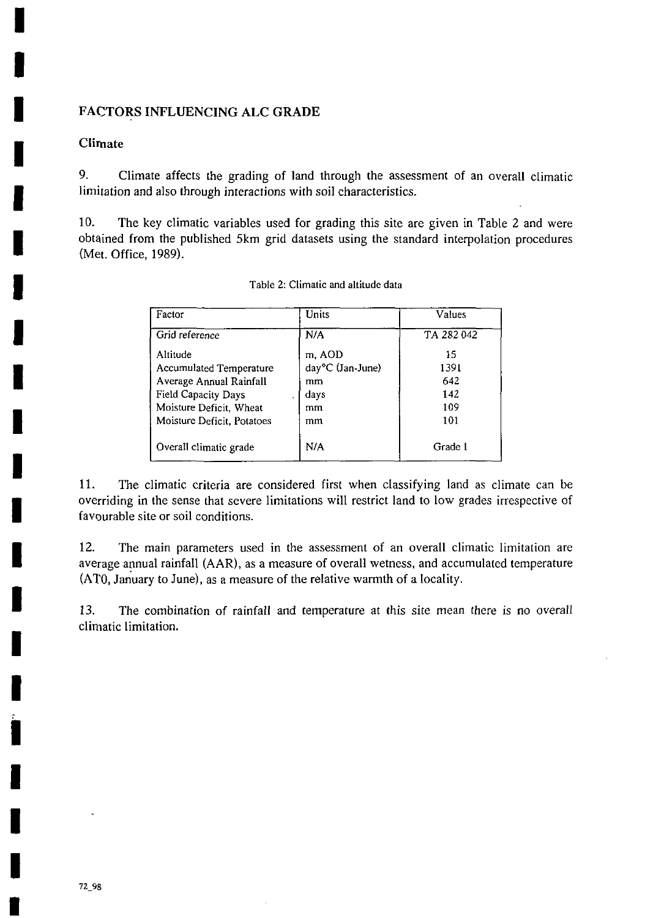## FACTORS INFLUENCING ALC GRADE

### Climate

9. Climate affects the grading of land through the assessment of an overall climatic limitation and also through interactions with soil characteristics.

10. The key climatic variables used for grading this site are given in Table 2 and were obtained from the published 5km grid datasets using the standard interpolation procedures (Met. Office, 1989).

Table 2: Climatic and altitude data

| Factor | Units | Values |
|---|---|---|
| Grid reference | N/A | TA 282 042 |
| Altitude | m, AOD | 15 |
| Accumulated Temperature | day°C (Jan-June) | 1391 |
| Average Annual Rainfall | mm | 642 |
| Field Capacity Days | days | 142 |
| Moisture Deficit, Wheat | mm | 109 |
| Moisture Deficit, Potatoes | mm | 101 |
| Overall climatic grade | N/A | Grade 1 |

11. The climatic criteria are considered first when classifying land as climate can be overriding in the sense that severe limitations will restrict land to low grades irrespective of favourable site or soil conditions.

12. The main parameters used in the assessment of an overall climatic limitation are average annual rainfall (AAR), as a measure of overall wetness, and accumulated temperature (AT0, January to June), as a measure of the relative warmth of a locality.

13. The combination of rainfall and temperature at this site mean there is no overall climatic limitation.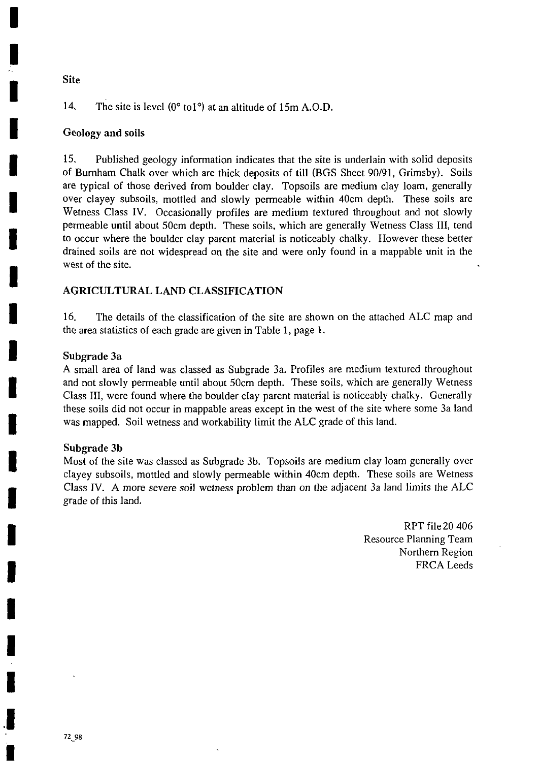## Site

14. The site is level (0° to1°) at an altitude of 15m A.O.D.

## Geology and soils

15. Published geology information indicates that the site is underlain with solid deposits of Burnham Chalk over which are thick deposits of till (BGS Sheet 90/91, Grimsby). Soils are typical of those derived from boulder clay. Topsoils are medium clay loam, generally over clayey subsoils, mottled and slowly permeable within 40cm depth. These soils are Wetness Class IV. Occasionally profiles are medium textured throughout and not slowly permeable until about 50cm depth. These soils, which are generally Wetness Class III, tend to occur where the boulder clay parent material is noticeably chalky. However these better drained soils are not widespread on the site and were only found in a mappable unit in the west of the site.

# AGRICULTURAL LAND CLASSIFICATION

16. The details of the classification of the site are shown on the attached ALC map and the area statistics of each grade are given in Table 1, page 1.

### Subgrade 3a

A small area of land was classed as Subgrade 3a. Profiles are medium textured throughout and not slowly permeable until about 50cm depth. These soils, which are generally Wetness Class III, were found where the boulder clay parent material is noticeably chalky. Generally these soils did not occur in mappable areas except in the west of the site where some 3a land was mapped. Soil wetness and workability limit the ALC grade of this land.

### Subgrade 3b

Most of the site was classed as Subgrade 3b. Topsoils are medium clay loam generally over clayey subsoils, mottled and slowly permeable within 40cm depth. These soils are Wetness Class IV. A more severe soil wetness problem than on the adjacent 3a land limits the ALC grade of this land.

RPT file 20 406
Resource Planning Team
Northern Region
FRCA Leeds

72_98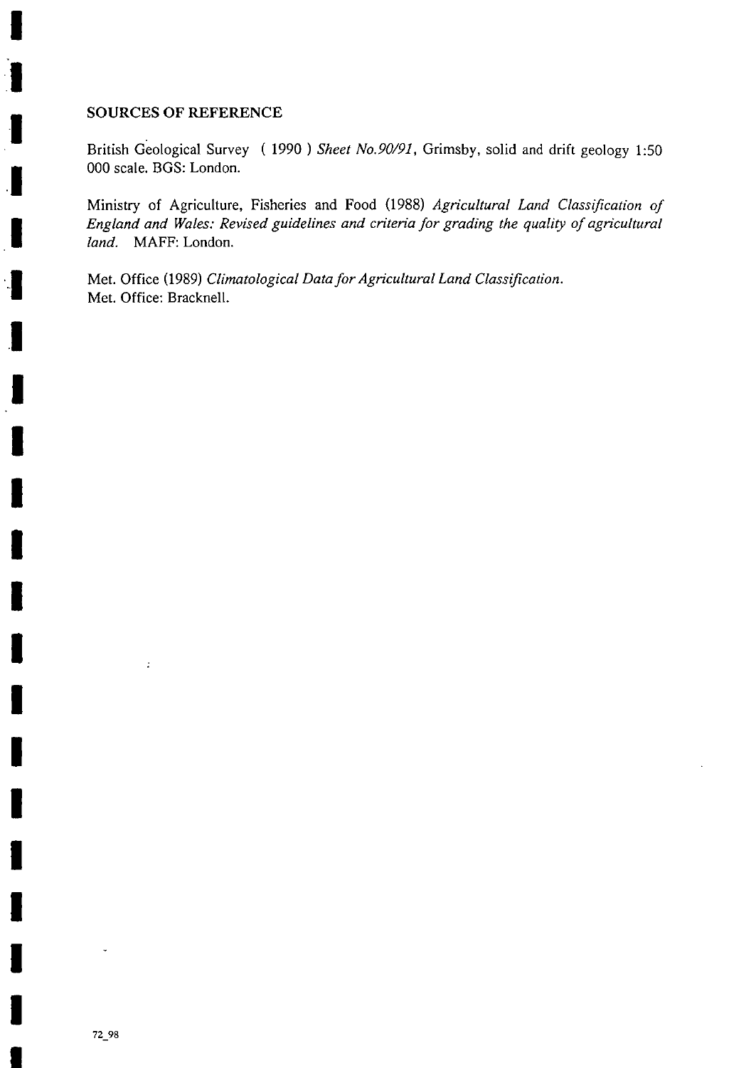## SOURCES OF REFERENCE

British Geological Survey ( 1990 ) *Sheet No.90/91*, Grimsby, solid and drift geology 1:50 000 scale. BGS: London.

Ministry of Agriculture, Fisheries and Food (1988) *Agricultural Land Classification of England and Wales: Revised guidelines and criteria for grading the quality of agricultural land.* MAFF: London.

Met. Office (1989) *Climatological Data for Agricultural Land Classification.* Met. Office: Bracknell.

72_98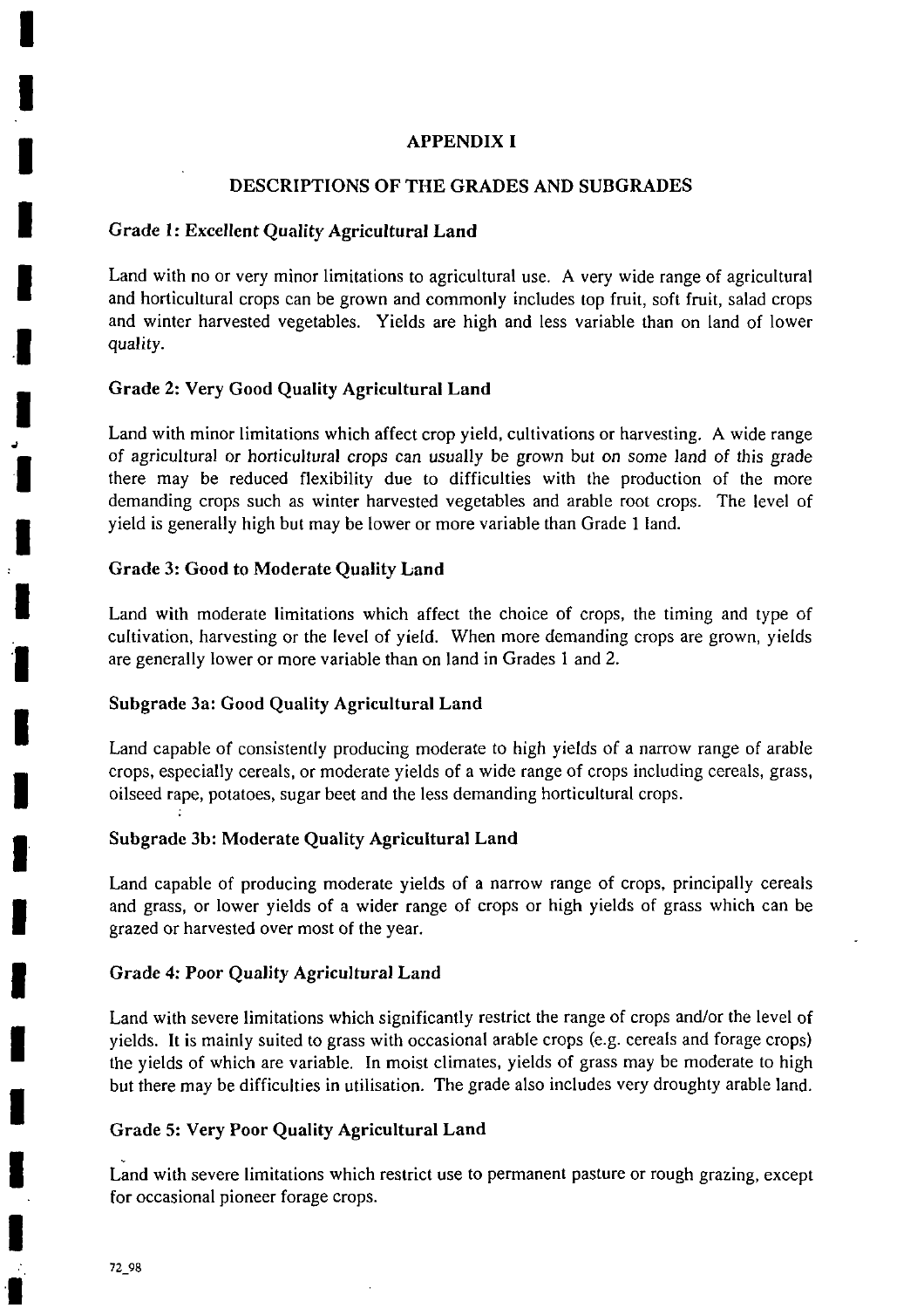# APPENDIX I

## DESCRIPTIONS OF THE GRADES AND SUBGRADES

### Grade 1: Excellent Quality Agricultural Land

Land with no or very minor limitations to agricultural use. A very wide range of agricultural and horticultural crops can be grown and commonly includes top fruit, soft fruit, salad crops and winter harvested vegetables. Yields are high and less variable than on land of lower quality.

### Grade 2: Very Good Quality Agricultural Land

Land with minor limitations which affect crop yield, cultivations or harvesting. A wide range of agricultural or horticultural crops can usually be grown but on some land of this grade there may be reduced flexibility due to difficulties with the production of the more demanding crops such as winter harvested vegetables and arable root crops. The level of yield is generally high but may be lower or more variable than Grade 1 land.

### Grade 3: Good to Moderate Quality Land

Land with moderate limitations which affect the choice of crops, the timing and type of cultivation, harvesting or the level of yield. When more demanding crops are grown, yields are generally lower or more variable than on land in Grades 1 and 2.

### Subgrade 3a: Good Quality Agricultural Land

Land capable of consistently producing moderate to high yields of a narrow range of arable crops, especially cereals, or moderate yields of a wide range of crops including cereals, grass, oilseed rape, potatoes, sugar beet and the less demanding horticultural crops.

### Subgrade 3b: Moderate Quality Agricultural Land

Land capable of producing moderate yields of a narrow range of crops, principally cereals and grass, or lower yields of a wider range of crops or high yields of grass which can be grazed or harvested over most of the year.

### Grade 4: Poor Quality Agricultural Land

Land with severe limitations which significantly restrict the range of crops and/or the level of yields. It is mainly suited to grass with occasional arable crops (e.g. cereals and forage crops) the yields of which are variable. In moist climates, yields of grass may be moderate to high but there may be difficulties in utilisation. The grade also includes very droughty arable land.

### Grade 5: Very Poor Quality Agricultural Land

Land with severe limitations which restrict use to permanent pasture or rough grazing, except for occasional pioneer forage crops.

72_98